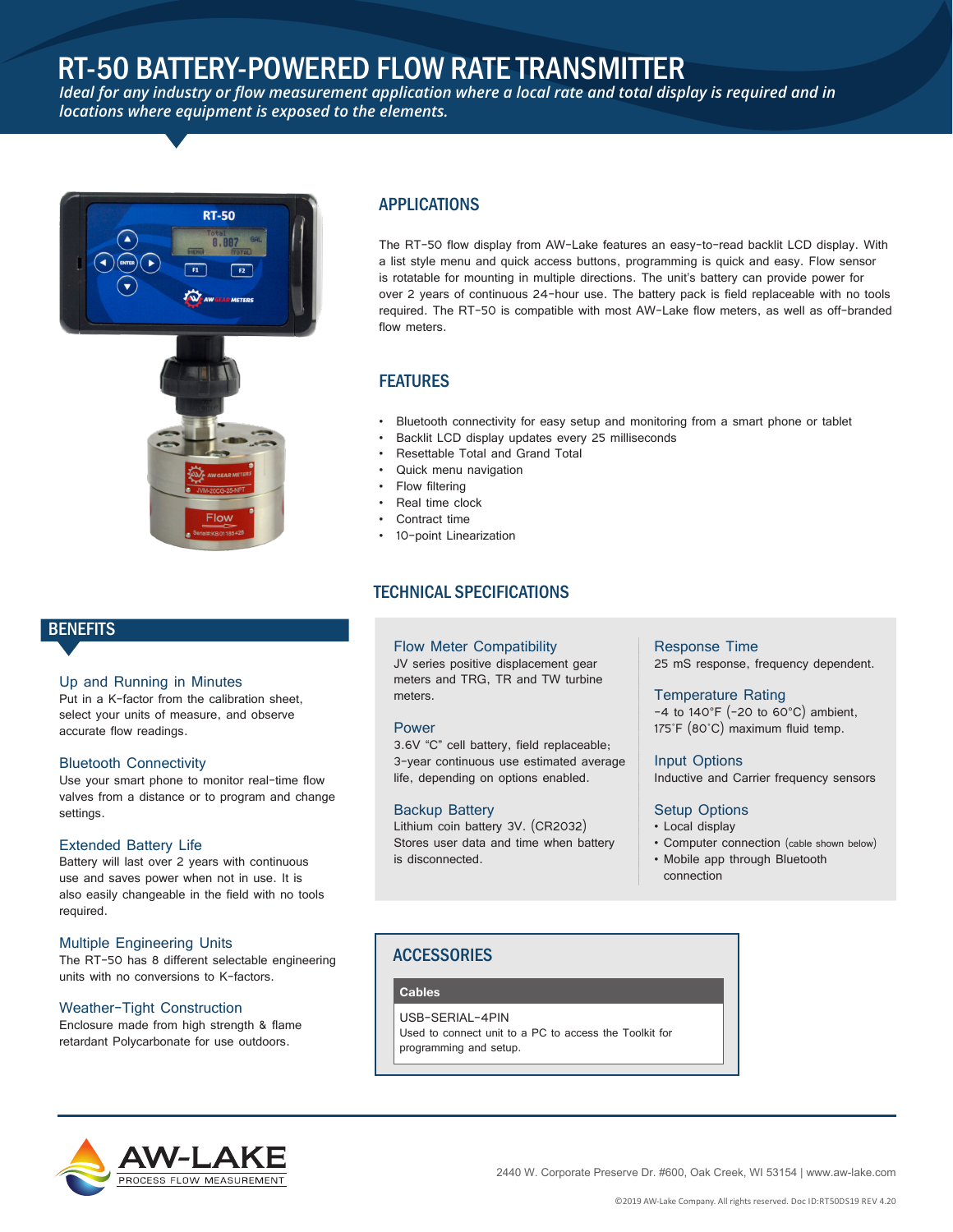# RT-50 BATTERY-POWERED FLOW RATE TRANSMITTER

*Ideal for any industry or flow measurement application where a local rate and total display is required and in locations where equipment is exposed to the elements.*

## APPLICATIONS

The RT-50 flow display from AW-Lake features an easy-to-read backlit LCD display. With a list style menu and quick access buttons, programming is quick and easy. Flow sensor is rotatable for mounting in multiple directions. The unit's battery can provide power for over 2 years of continuous 24-hour use. The battery pack is field replaceable with no tools required. The RT-50 is compatible with most AW-Lake flow meters, as well as off-branded flow meters.

## FEATURES

- Bluetooth connectivity for easy setup and monitoring from a smart phone or tablet
- Backlit LCD display updates every 25 milliseconds
- Resettable Total and Grand Total
- Quick menu navigation
- Flow filtering
- Real time clock
- Contract time
- 10-point Linearization

## BENEFITS

### Up and Running in Minutes

Put in a K-factor from the calibration sheet, select your units of measure, and observe accurate flow readings.

### Bluetooth Connectivity

Use your smart phone to monitor real-time flow valves from a distance or to program and change settings.

### Extended Battery Life

Battery will last over 2 years with continuous use and saves power when not in use. It is also easily changeable in the field with no tools required.

### Multiple Engineering Units

The RT-50 has 8 different selectable engineering units with no conversions to K-factors.

### Weather-Tight Construction

Enclosure made from high strength & flame retardant Polycarbonate for use outdoors.

## TECHNICAL SPECIFICATIONS

### Flow Meter Compatibility

JV series positive displacement gear meters and TRG, TR and TW turbine meters.

### Power

3.6V "C" cell battery, field replaceable; 3-year continuous use estimated average life, depending on options enabled.

### Backup Battery

Lithium coin battery 3V. (CR2032) Stores user data and time when battery is disconnected.

### Response Time

25 mS response, frequency dependent.

### Temperature Rating

-4 to 140°F (-20 to 60°C) ambient, 175°F (80°C) maximum fluid temp.

### Input Options

Inductive and Carrier frequency sensors

### Setup Options

- Local display
- Computer connection (cable shown below)
- Mobile app through Bluetooth connection

## ACCESSORIES

| Cables |
| --- |
| USB-SERIAL-4PIN<br>Used to connect unit to a PC to access the Toolkit for programming and setup. |

AW-LAKE PROCESS FLOW MEASUREMENT

2440 W. Corporate Preserve Dr. #600, Oak Creek, WI 53154 | www.aw-lake.com

©2019 AW-Lake Company. All rights reserved. Doc ID:RT50DS19 REV 4.20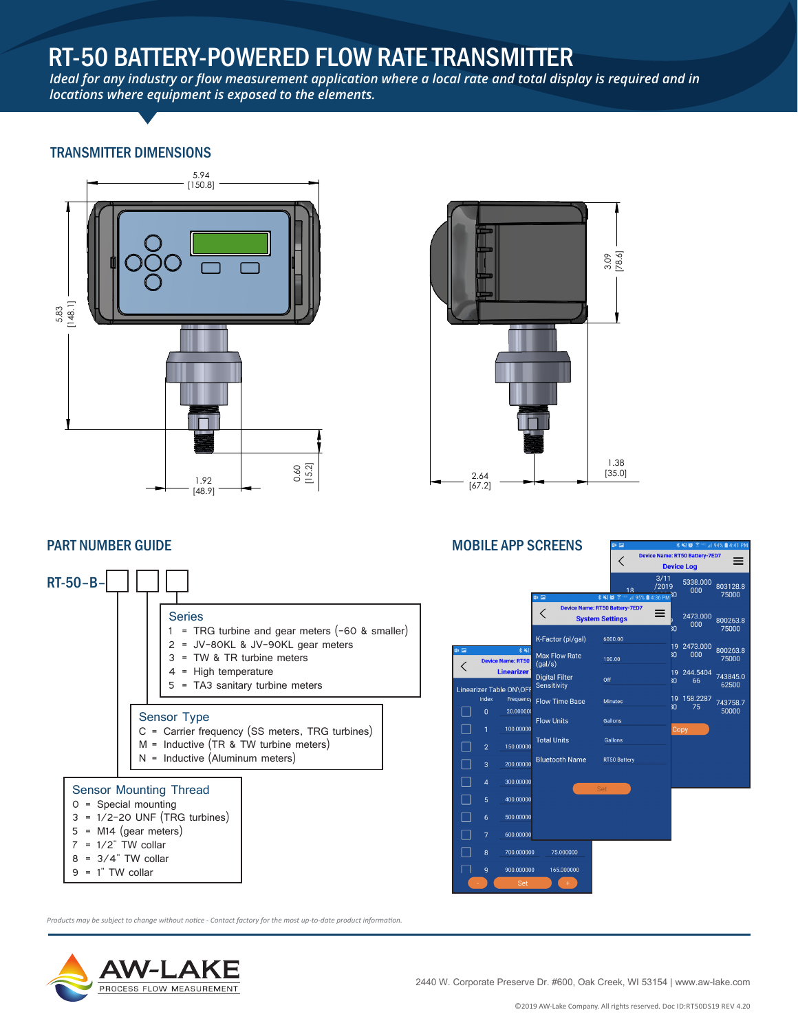# RT-50 BATTERY-POWERED FLOW RATE TRANSMITTER

*Ideal for any industry or flow measurement application where a local rate and total display is required and in locations where equipment is exposed to the elements.*

## TRANSMITTER DIMENSIONS

5.94
[150.8]

5.83
[148.1]

1.92
[48.9]

0.60
[15.2]

3.09
[78.6]

2.64
[67.2]

1.38
[35.0]

## PART NUMBER GUIDE

RT-50-B-☐ ☐ ☐

**Series**
1 = TRG turbine and gear meters (-60 & smaller)
2 = JV-80KL & JV-90KL gear meters
3 = TW & TR turbine meters
4 = High temperature
5 = TA3 sanitary turbine meters

**Sensor Type**
C = Carrier frequency (SS meters, TRG turbines)
M = Inductive (TR & TW turbine meters)
N = Inductive (Aluminum meters)

**Sensor Mounting Thread**
0 = Special mounting
3 = 1/2-20 UNF (TRG turbines)
5 = M14 (gear meters)
7 = 1/2" TW collar
8 = 3/4" TW collar
9 = 1" TW collar

## MOBILE APP SCREENS

*Products may be subject to change without notice - Contact factory for the most up-to-date product information.*

AW-LAKE
PROCESS FLOW MEASUREMENT

2440 W. Corporate Preserve Dr. #600, Oak Creek, WI 53154 | www.aw-lake.com

©2019 AW-Lake Company. All rights reserved. Doc ID:RT50DS19 REV 4.20